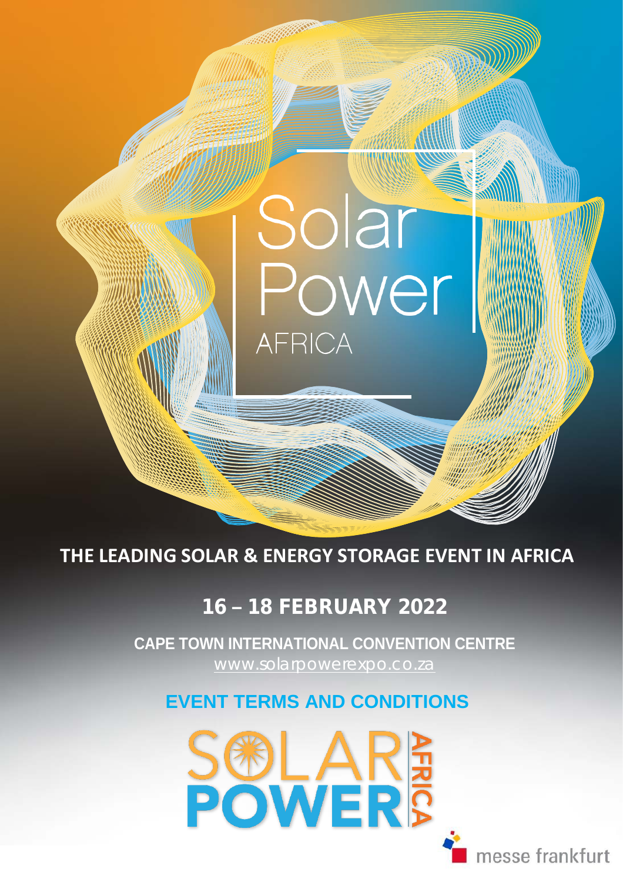# Solar Power AFRICA

**THE LEADING SOLAR & ENERGY STORAGE EVENT IN AFRICA**

## 16 – 18 FEBRUARY 2022

**CAPE TOWN INTERNATIONAL CONVENTION CENTRE**

www.solarpowerexpo.co.za

## EVENT TERMS AND CONDITIONS

SOLAR POWER AFRICA

messe frankfurt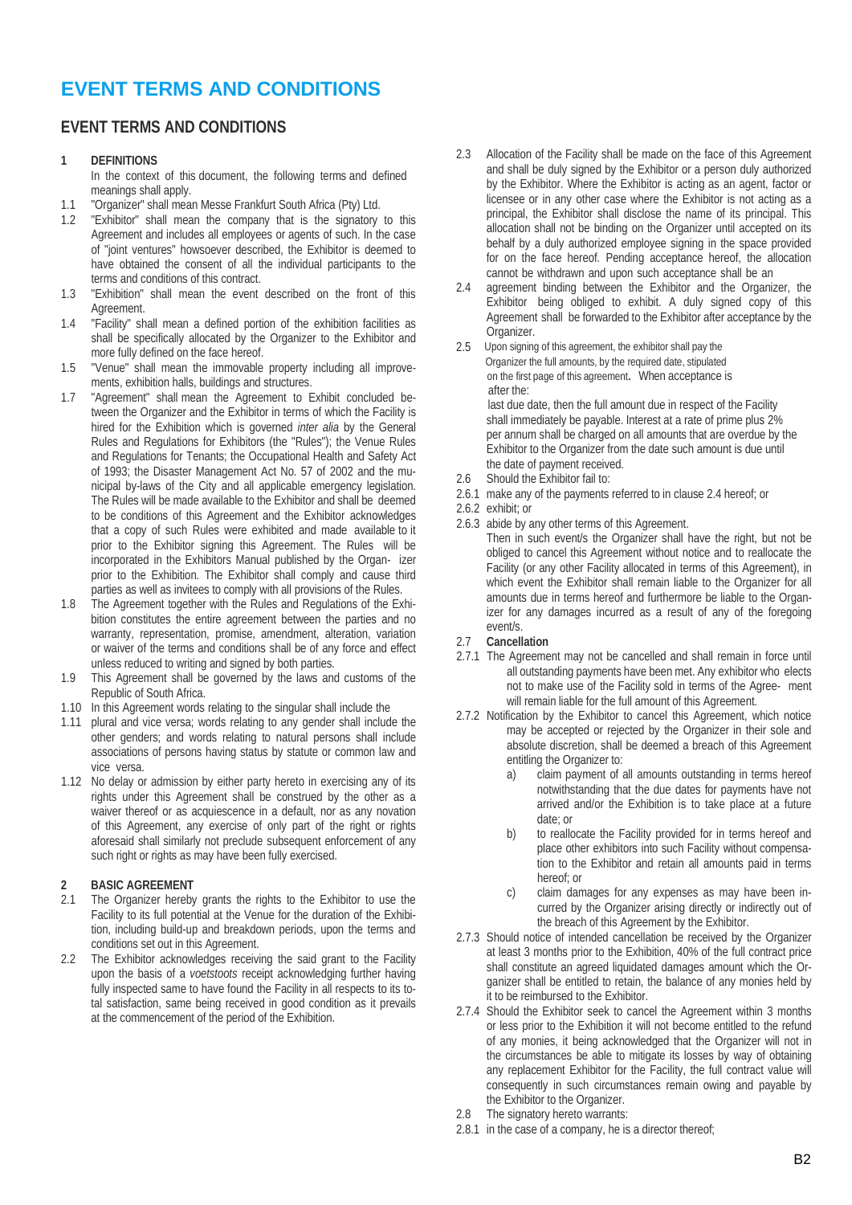# EVENT TERMS AND CONDITIONS

## EVENT TERMS AND CONDITIONS

**1 DEFINITIONS**

In the context of this document, the following terms and defined meanings shall apply.

1.1 "Organizer" shall mean Messe Frankfurt South Africa (Pty) Ltd.

1.2 "Exhibitor" shall mean the company that is the signatory to this Agreement and includes all employees or agents of such. In the case of "joint ventures" howsoever described, the Exhibitor is deemed to have obtained the consent of all the individual participants to the terms and conditions of this contract.

1.3 "Exhibition" shall mean the event described on the front of this Agreement.

1.4 "Facility" shall mean a defined portion of the exhibition facilities as shall be specifically allocated by the Organizer to the Exhibitor and more fully defined on the face hereof.

1.5 "Venue" shall mean the immovable property including all improvements, exhibition halls, buildings and structures.

1.7 "Agreement" shall mean the Agreement to Exhibit concluded between the Organizer and the Exhibitor in terms of which the Facility is hired for the Exhibition which is governed *inter alia* by the General Rules and Regulations for Exhibitors (the "Rules"); the Venue Rules and Regulations for Tenants; the Occupational Health and Safety Act of 1993; the Disaster Management Act No. 57 of 2002 and the municipal by-laws of the City and all applicable emergency legislation. The Rules will be made available to the Exhibitor and shall be deemed to be conditions of this Agreement and the Exhibitor acknowledges that a copy of such Rules were exhibited and made available to it prior to the Exhibitor signing this Agreement. The Rules will be incorporated in the Exhibitors Manual published by the Organizer prior to the Exhibition. The Exhibitor shall comply and cause third parties as well as invitees to comply with all provisions of the Rules.

1.8 The Agreement together with the Rules and Regulations of the Exhibition constitutes the entire agreement between the parties and no warranty, representation, promise, amendment, alteration, variation or waiver of the terms and conditions shall be of any force and effect unless reduced to writing and signed by both parties.

1.9 This Agreement shall be governed by the laws and customs of the Republic of South Africa.

1.10 In this Agreement words relating to the singular shall include the

1.11 plural and vice versa; words relating to any gender shall include the other genders; and words relating to natural persons shall include associations of persons having status by statute or common law and vice versa.

1.12 No delay or admission by either party hereto in exercising any of its rights under this Agreement shall be construed by the other as a waiver thereof or as acquiescence in a default, nor as any novation of this Agreement, any exercise of only part of the right or rights aforesaid shall similarly not preclude subsequent enforcement of any such right or rights as may have been fully exercised.

**2 BASIC AGREEMENT**

2.1 The Organizer hereby grants the rights to the Exhibitor to use the Facility to its full potential at the Venue for the duration of the Exhibition, including build-up and breakdown periods, upon the terms and conditions set out in this Agreement.

2.2 The Exhibitor acknowledges receiving the said grant to the Facility upon the basis of a *voetstoots* receipt acknowledging further having fully inspected same to have found the Facility in all respects to its total satisfaction, same being received in good condition as it prevails at the commencement of the period of the Exhibition.

2.3 Allocation of the Facility shall be made on the face of this Agreement and shall be duly signed by the Exhibitor or a person duly authorized by the Exhibitor. Where the Exhibitor is acting as an agent, factor or licensee or in any other case where the Exhibitor is not acting as a principal, the Exhibitor shall disclose the name of its principal. This allocation shall not be binding on the Organizer until accepted on its behalf by a duly authorized employee signing in the space provided for on the face hereof. Pending acceptance hereof, the allocation cannot be withdrawn and upon such acceptance shall be an

2.4 agreement binding between the Exhibitor and the Organizer, the Exhibitor being obliged to exhibit. A duly signed copy of this Agreement shall be forwarded to the Exhibitor after acceptance by the Organizer.

2.5 Upon signing of this agreement, the exhibitor shall pay the Organizer the full amounts, by the required date, stipulated on the first page of this agreement. When acceptance is after the:

last due date, then the full amount due in respect of the Facility shall immediately be payable. Interest at a rate of prime plus 2% per annum shall be charged on all amounts that are overdue by the Exhibitor to the Organizer from the date such amount is due until the date of payment received.

2.6 Should the Exhibitor fail to:

2.6.1 make any of the payments referred to in clause 2.4 hereof; or

2.6.2 exhibit; or

2.6.3 abide by any other terms of this Agreement.

Then in such event/s the Organizer shall have the right, but not be obliged to cancel this Agreement without notice and to reallocate the Facility (or any other Facility allocated in terms of this Agreement), in which event the Exhibitor shall remain liable to the Organizer for all amounts due in terms hereof and furthermore be liable to the Organizer for any damages incurred as a result of any of the foregoing event/s.

2.7 **Cancellation**

2.7.1 The Agreement may not be cancelled and shall remain in force until all outstanding payments have been met. Any exhibitor who elects not to make use of the Facility sold in terms of the Agreement will remain liable for the full amount of this Agreement.

2.7.2 Notification by the Exhibitor to cancel this Agreement, which notice may be accepted or rejected by the Organizer in their sole and absolute discretion, shall be deemed a breach of this Agreement entitling the Organizer to:

a) claim payment of all amounts outstanding in terms hereof notwithstanding that the due dates for payments have not arrived and/or the Exhibition is to take place at a future date; or

b) to reallocate the Facility provided for in terms hereof and place other exhibitors into such Facility without compensation to the Exhibitor and retain all amounts paid in terms hereof; or

c) claim damages for any expenses as may have been incurred by the Organizer arising directly or indirectly out of the breach of this Agreement by the Exhibitor.

2.7.3 Should notice of intended cancellation be received by the Organizer at least 3 months prior to the Exhibition, 40% of the full contract price shall constitute an agreed liquidated damages amount which the Organizer shall be entitled to retain, the balance of any monies held by it to be reimbursed to the Exhibitor.

2.7.4 Should the Exhibitor seek to cancel the Agreement within 3 months or less prior to the Exhibition it will not become entitled to the refund of any monies, it being acknowledged that the Organizer will not in the circumstances be able to mitigate its losses by way of obtaining any replacement Exhibitor for the Facility, the full contract value will consequently in such circumstances remain owing and payable by the Exhibitor to the Organizer.

2.8 The signatory hereto warrants:

2.8.1 in the case of a company, he is a director thereof;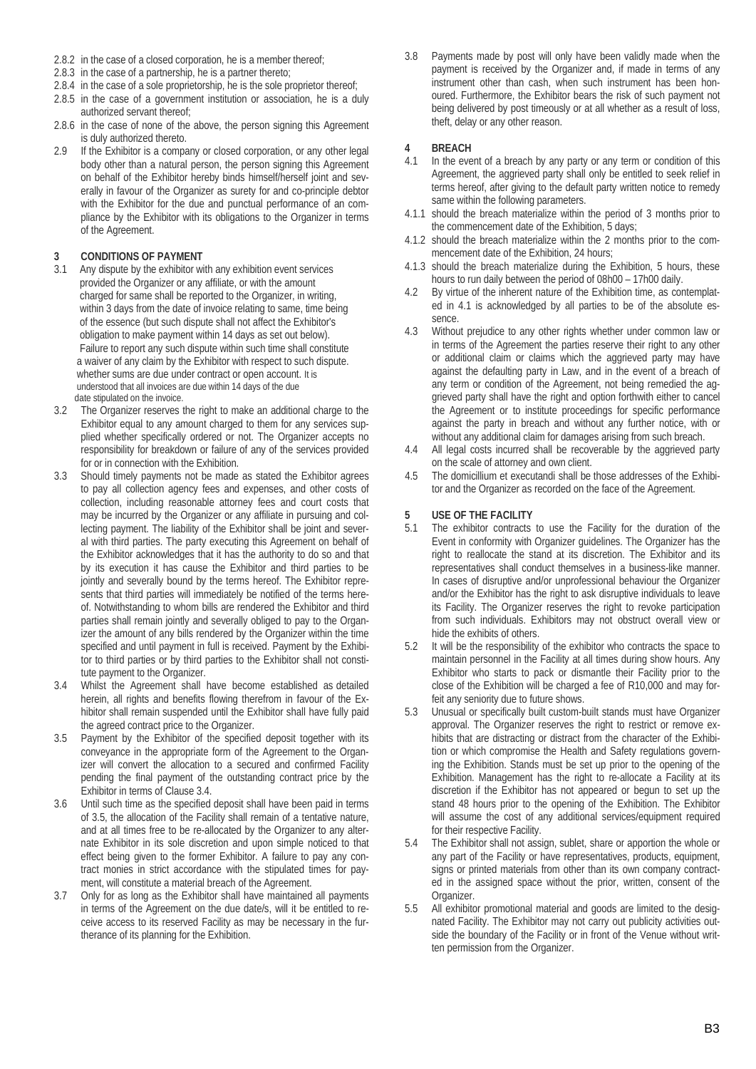2.8.2 in the case of a closed corporation, he is a member thereof;

2.8.3 in the case of a partnership, he is a partner thereto;

2.8.4 in the case of a sole proprietorship, he is the sole proprietor thereof;

2.8.5 in the case of a government institution or association, he is a duly authorized servant thereof;

2.8.6 in the case of none of the above, the person signing this Agreement is duly authorized thereto.

2.9 If the Exhibitor is a company or closed corporation, or any other legal body other than a natural person, the person signing this Agreement on behalf of the Exhibitor hereby binds himself/herself joint and severally in favour of the Organizer as surety for and co-principle debtor with the Exhibitor for the due and punctual performance of an compliance by the Exhibitor with its obligations to the Organizer in terms of the Agreement.

## 3 CONDITIONS OF PAYMENT

3.1 Any dispute by the exhibitor with any exhibition event services provided the Organizer or any affiliate, or with the amount charged for same shall be reported to the Organizer, in writing, within 3 days from the date of invoice relating to same, time being of the essence (but such dispute shall not affect the Exhibitor's obligation to make payment within 14 days as set out below). Failure to report any such dispute within such time shall constitute a waiver of any claim by the Exhibitor with respect to such dispute. whether sums are due under contract or open account. It is understood that all invoices are due within 14 days of the due date stipulated on the invoice.

3.2 The Organizer reserves the right to make an additional charge to the Exhibitor equal to any amount charged to them for any services supplied whether specifically ordered or not. The Organizer accepts no responsibility for breakdown or failure of any of the services provided for or in connection with the Exhibition.

3.3 Should timely payments not be made as stated the Exhibitor agrees to pay all collection agency fees and expenses, and other costs of collection, including reasonable attorney fees and court costs that may be incurred by the Organizer or any affiliate in pursuing and collecting payment. The liability of the Exhibitor shall be joint and several with third parties. The party executing this Agreement on behalf of the Exhibitor acknowledges that it has the authority to do so and that by its execution it has cause the Exhibitor and third parties to be jointly and severally bound by the terms hereof. The Exhibitor represents that third parties will immediately be notified of the terms hereof. Notwithstanding to whom bills are rendered the Exhibitor and third parties shall remain jointly and severally obliged to pay to the Organizer the amount of any bills rendered by the Organizer within the time specified and until payment in full is received. Payment by the Exhibitor to third parties or by third parties to the Exhibitor shall not constitute payment to the Organizer.

3.4 Whilst the Agreement shall have become established as detailed herein, all rights and benefits flowing therefrom in favour of the Exhibitor shall remain suspended until the Exhibitor shall have fully paid the agreed contract price to the Organizer.

3.5 Payment by the Exhibitor of the specified deposit together with its conveyance in the appropriate form of the Agreement to the Organizer will convert the allocation to a secured and confirmed Facility pending the final payment of the outstanding contract price by the Exhibitor in terms of Clause 3.4.

3.6 Until such time as the specified deposit shall have been paid in terms of 3.5, the allocation of the Facility shall remain of a tentative nature, and at all times free to be re-allocated by the Organizer to any alternate Exhibitor in its sole discretion and upon simple noticed to that effect being given to the former Exhibitor. A failure to pay any contract monies in strict accordance with the stipulated times for payment, will constitute a material breach of the Agreement.

3.7 Only for as long as the Exhibitor shall have maintained all payments in terms of the Agreement on the due date/s, will it be entitled to receive access to its reserved Facility as may be necessary in the furtherance of its planning for the Exhibition.

3.8 Payments made by post will only have been validly made when the payment is received by the Organizer and, if made in terms of any instrument other than cash, when such instrument has been honoured. Furthermore, the Exhibitor bears the risk of such payment not being delivered by post timeously or at all whether as a result of loss, theft, delay or any other reason.

## 4 BREACH

4.1 In the event of a breach by any party or any term or condition of this Agreement, the aggrieved party shall only be entitled to seek relief in terms hereof, after giving to the default party written notice to remedy same within the following parameters.

4.1.1 should the breach materialize within the period of 3 months prior to the commencement date of the Exhibition, 5 days;

4.1.2 should the breach materialize within the 2 months prior to the commencement date of the Exhibition, 24 hours;

4.1.3 should the breach materialize during the Exhibition, 5 hours, these hours to run daily between the period of 08h00 – 17h00 daily.

4.2 By virtue of the inherent nature of the Exhibition time, as contemplated in 4.1 is acknowledged by all parties to be of the absolute essence.

4.3 Without prejudice to any other rights whether under common law or in terms of the Agreement the parties reserve their right to any other or additional claim or claims which the aggrieved party may have against the defaulting party in Law, and in the event of a breach of any term or condition of the Agreement, not being remedied the aggrieved party shall have the right and option forthwith either to cancel the Agreement or to institute proceedings for specific performance against the party in breach and without any further notice, with or without any additional claim for damages arising from such breach.

4.4 All legal costs incurred shall be recoverable by the aggrieved party on the scale of attorney and own client.

4.5 The domicillium et executandi shall be those addresses of the Exhibitor and the Organizer as recorded on the face of the Agreement.

## 5 USE OF THE FACILITY

5.1 The exhibitor contracts to use the Facility for the duration of the Event in conformity with Organizer guidelines. The Organizer has the right to reallocate the stand at its discretion. The Exhibitor and its representatives shall conduct themselves in a business-like manner. In cases of disruptive and/or unprofessional behaviour the Organizer and/or the Exhibitor has the right to ask disruptive individuals to leave its Facility. The Organizer reserves the right to revoke participation from such individuals. Exhibitors may not obstruct overall view or hide the exhibits of others.

5.2 It will be the responsibility of the exhibitor who contracts the space to maintain personnel in the Facility at all times during show hours. Any Exhibitor who starts to pack or dismantle their Facility prior to the close of the Exhibition will be charged a fee of R10,000 and may forfeit any seniority due to future shows.

5.3 Unusual or specifically built custom-built stands must have Organizer approval. The Organizer reserves the right to restrict or remove exhibits that are distracting or distract from the character of the Exhibition or which compromise the Health and Safety regulations governing the Exhibition. Stands must be set up prior to the opening of the Exhibition. Management has the right to re-allocate a Facility at its discretion if the Exhibitor has not appeared or begun to set up the stand 48 hours prior to the opening of the Exhibition. The Exhibitor will assume the cost of any additional services/equipment required for their respective Facility.

5.4 The Exhibitor shall not assign, sublet, share or apportion the whole or any part of the Facility or have representatives, products, equipment, signs or printed materials from other than its own company contracted in the assigned space without the prior, written, consent of the Organizer.

5.5 All exhibitor promotional material and goods are limited to the designated Facility. The Exhibitor may not carry out publicity activities outside the boundary of the Facility or in front of the Venue without written permission from the Organizer.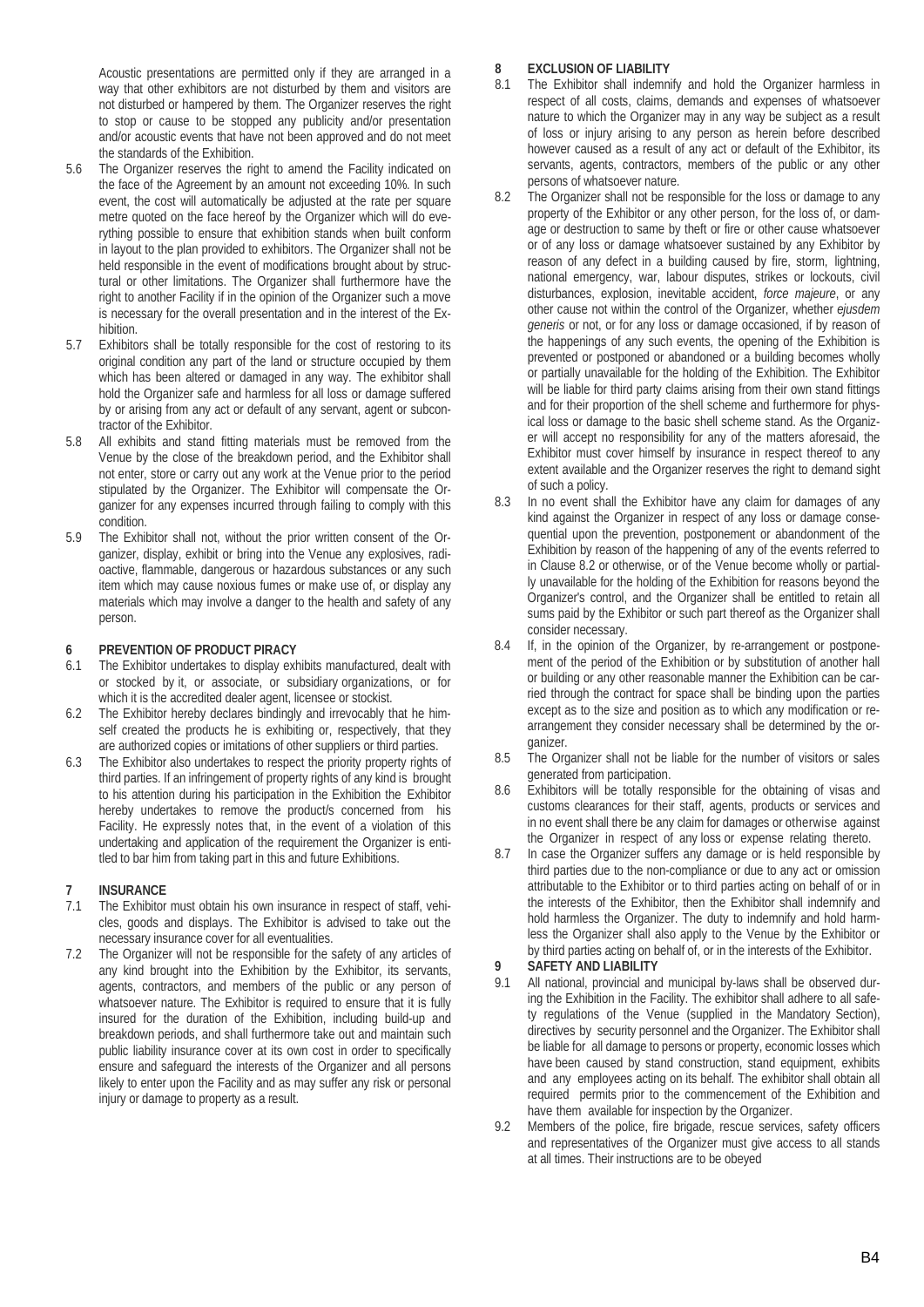Acoustic presentations are permitted only if they are arranged in a way that other exhibitors are not disturbed by them and visitors are not disturbed or hampered by them. The Organizer reserves the right to stop or cause to be stopped any publicity and/or presentation and/or acoustic events that have not been approved and do not meet the standards of the Exhibition.

5.6 The Organizer reserves the right to amend the Facility indicated on the face of the Agreement by an amount not exceeding 10%. In such event, the cost will automatically be adjusted at the rate per square metre quoted on the face hereof by the Organizer which will do everything possible to ensure that exhibition stands when built conform in layout to the plan provided to exhibitors. The Organizer shall not be held responsible in the event of modifications brought about by structural or other limitations. The Organizer shall furthermore have the right to another Facility if in the opinion of the Organizer such a move is necessary for the overall presentation and in the interest of the Exhibition.

5.7 Exhibitors shall be totally responsible for the cost of restoring to its original condition any part of the land or structure occupied by them which has been altered or damaged in any way. The exhibitor shall hold the Organizer safe and harmless for all loss or damage suffered by or arising from any act or default of any servant, agent or subcontractor of the Exhibitor.

5.8 All exhibits and stand fitting materials must be removed from the Venue by the close of the breakdown period, and the Exhibitor shall not enter, store or carry out any work at the Venue prior to the period stipulated by the Organizer. The Exhibitor will compensate the Organizer for any expenses incurred through failing to comply with this condition.

5.9 The Exhibitor shall not, without the prior written consent of the Organizer, display, exhibit or bring into the Venue any explosives, radioactive, flammable, dangerous or hazardous substances or any such item which may cause noxious fumes or make use of, or display any materials which may involve a danger to the health and safety of any person.

## 6 PREVENTION OF PRODUCT PIRACY

6.1 The Exhibitor undertakes to display exhibits manufactured, dealt with or stocked by it, or associate, or subsidiary organizations, or for which it is the accredited dealer agent, licensee or stockist.

6.2 The Exhibitor hereby declares bindingly and irrevocably that he himself created the products he is exhibiting or, respectively, that they are authorized copies or imitations of other suppliers or third parties.

6.3 The Exhibitor also undertakes to respect the priority property rights of third parties. If an infringement of property rights of any kind is brought to his attention during his participation in the Exhibition the Exhibitor hereby undertakes to remove the product/s concerned from his Facility. He expressly notes that, in the event of a violation of this undertaking and application of the requirement the Organizer is entitled to bar him from taking part in this and future Exhibitions.

## 7 INSURANCE

7.1 The Exhibitor must obtain his own insurance in respect of staff, vehicles, goods and displays. The Exhibitor is advised to take out the necessary insurance cover for all eventualities.

7.2 The Organizer will not be responsible for the safety of any articles of any kind brought into the Exhibition by the Exhibitor, its servants, agents, contractors, and members of the public or any person of whatsoever nature. The Exhibitor is required to ensure that it is fully insured for the duration of the Exhibition, including build-up and breakdown periods, and shall furthermore take out and maintain such public liability insurance cover at its own cost in order to specifically ensure and safeguard the interests of the Organizer and all persons likely to enter upon the Facility and as may suffer any risk or personal injury or damage to property as a result.

## 8 EXCLUSION OF LIABILITY

8.1 The Exhibitor shall indemnify and hold the Organizer harmless in respect of all costs, claims, demands and expenses of whatsoever nature to which the Organizer may in any way be subject as a result of loss or injury arising to any person as herein before described however caused as a result of any act or default of the Exhibitor, its servants, agents, contractors, members of the public or any other persons of whatsoever nature.

8.2 The Organizer shall not be responsible for the loss or damage to any property of the Exhibitor or any other person, for the loss of, or damage or destruction to same by theft or fire or other cause whatsoever or of any loss or damage whatsoever sustained by any Exhibitor by reason of any defect in a building caused by fire, storm, lightning, national emergency, war, labour disputes, strikes or lockouts, civil disturbances, explosion, inevitable accident, *force majeure*, or any other cause not within the control of the Organizer, whether *ejusdem generis* or not, or for any loss or damage occasioned, if by reason of the happenings of any such events, the opening of the Exhibition is prevented or postponed or abandoned or a building becomes wholly or partially unavailable for the holding of the Exhibition. The Exhibitor will be liable for third party claims arising from their own stand fittings and for their proportion of the shell scheme and furthermore for physical loss or damage to the basic shell scheme stand. As the Organizer will accept no responsibility for any of the matters aforesaid, the Exhibitor must cover himself by insurance in respect thereof to any extent available and the Organizer reserves the right to demand sight of such a policy.

8.3 In no event shall the Exhibitor have any claim for damages of any kind against the Organizer in respect of any loss or damage consequential upon the prevention, postponement or abandonment of the Exhibition by reason of the happening of any of the events referred to in Clause 8.2 or otherwise, or of the Venue become wholly or partially unavailable for the holding of the Exhibition for reasons beyond the Organizer's control, and the Organizer shall be entitled to retain all sums paid by the Exhibitor or such part thereof as the Organizer shall consider necessary.

8.4 If, in the opinion of the Organizer, by re-arrangement or postponement of the period of the Exhibition or by substitution of another hall or building or any other reasonable manner the Exhibition can be carried through the contract for space shall be binding upon the parties except as to the size and position as to which any modification or rearrangement they consider necessary shall be determined by the organizer.

8.5 The Organizer shall not be liable for the number of visitors or sales generated from participation.

8.6 Exhibitors will be totally responsible for the obtaining of visas and customs clearances for their staff, agents, products or services and in no event shall there be any claim for damages or otherwise against the Organizer in respect of any loss or expense relating thereto.

8.7 In case the Organizer suffers any damage or is held responsible by third parties due to the non-compliance or due to any act or omission attributable to the Exhibitor or to third parties acting on behalf of or in the interests of the Exhibitor, then the Exhibitor shall indemnify and hold harmless the Organizer. The duty to indemnify and hold harmless the Organizer shall also apply to the Venue by the Exhibitor or by third parties acting on behalf of, or in the interests of the Exhibitor.

## 9 SAFETY AND LIABILITY

9.1 All national, provincial and municipal by-laws shall be observed during the Exhibition in the Facility. The exhibitor shall adhere to all safety regulations of the Venue (supplied in the Mandatory Section), directives by security personnel and the Organizer. The Exhibitor shall be liable for all damage to persons or property, economic losses which have been caused by stand construction, stand equipment, exhibits and any employees acting on its behalf. The exhibitor shall obtain all required permits prior to the commencement of the Exhibition and have them available for inspection by the Organizer.

9.2 Members of the police, fire brigade, rescue services, safety officers and representatives of the Organizer must give access to all stands at all times. Their instructions are to be obeyed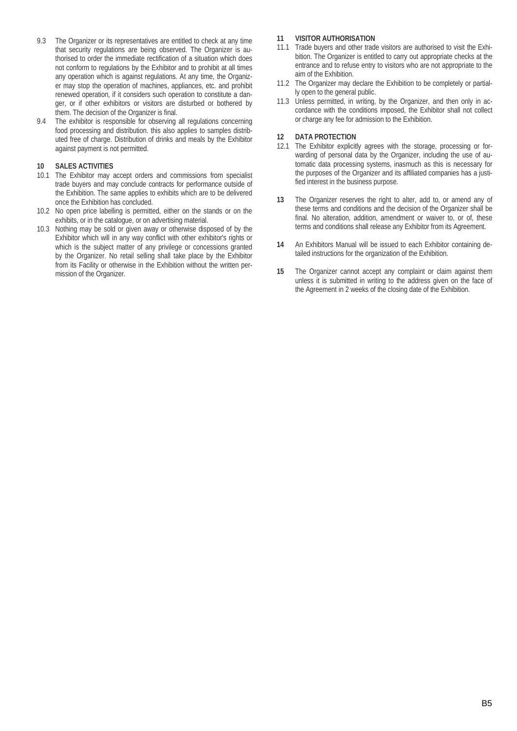9.3 The Organizer or its representatives are entitled to check at any time that security regulations are being observed. The Organizer is authorised to order the immediate rectification of a situation which does not conform to regulations by the Exhibitor and to prohibit at all times any operation which is against regulations. At any time, the Organizer may stop the operation of machines, appliances, etc. and prohibit renewed operation, if it considers such operation to constitute a danger, or if other exhibitors or visitors are disturbed or bothered by them. The decision of the Organizer is final.

9.4 The exhibitor is responsible for observing all regulations concerning food processing and distribution. this also applies to samples distributed free of charge. Distribution of drinks and meals by the Exhibitor against payment is not permitted.

## 10 SALES ACTIVITIES

10.1 The Exhibitor may accept orders and commissions from specialist trade buyers and may conclude contracts for performance outside of the Exhibition. The same applies to exhibits which are to be delivered once the Exhibition has concluded.

10.2 No open price labelling is permitted, either on the stands or on the exhibits, or in the catalogue, or on advertising material.

10.3 Nothing may be sold or given away or otherwise disposed of by the Exhibitor which will in any way conflict with other exhibitor's rights or which is the subject matter of any privilege or concessions granted by the Organizer. No retail selling shall take place by the Exhibitor from its Facility or otherwise in the Exhibition without the written permission of the Organizer.

## 11 VISITOR AUTHORISATION

11.1 Trade buyers and other trade visitors are authorised to visit the Exhibition. The Organizer is entitled to carry out appropriate checks at the entrance and to refuse entry to visitors who are not appropriate to the aim of the Exhibition.

11.2 The Organizer may declare the Exhibition to be completely or partially open to the general public.

11.3 Unless permitted, in writing, by the Organizer, and then only in accordance with the conditions imposed, the Exhibitor shall not collect or charge any fee for admission to the Exhibition.

## 12 DATA PROTECTION

12.1 The Exhibitor explicitly agrees with the storage, processing or forwarding of personal data by the Organizer, including the use of automatic data processing systems, inasmuch as this is necessary for the purposes of the Organizer and its affiliated companies has a justified interest in the business purpose.

**13** The Organizer reserves the right to alter, add to, or amend any of these terms and conditions and the decision of the Organizer shall be final. No alteration, addition, amendment or waiver to, or of, these terms and conditions shall release any Exhibitor from its Agreement.

**14** An Exhibitors Manual will be issued to each Exhibitor containing detailed instructions for the organization of the Exhibition.

**15** The Organizer cannot accept any complaint or claim against them unless it is submitted in writing to the address given on the face of the Agreement in 2 weeks of the closing date of the Exhibition.